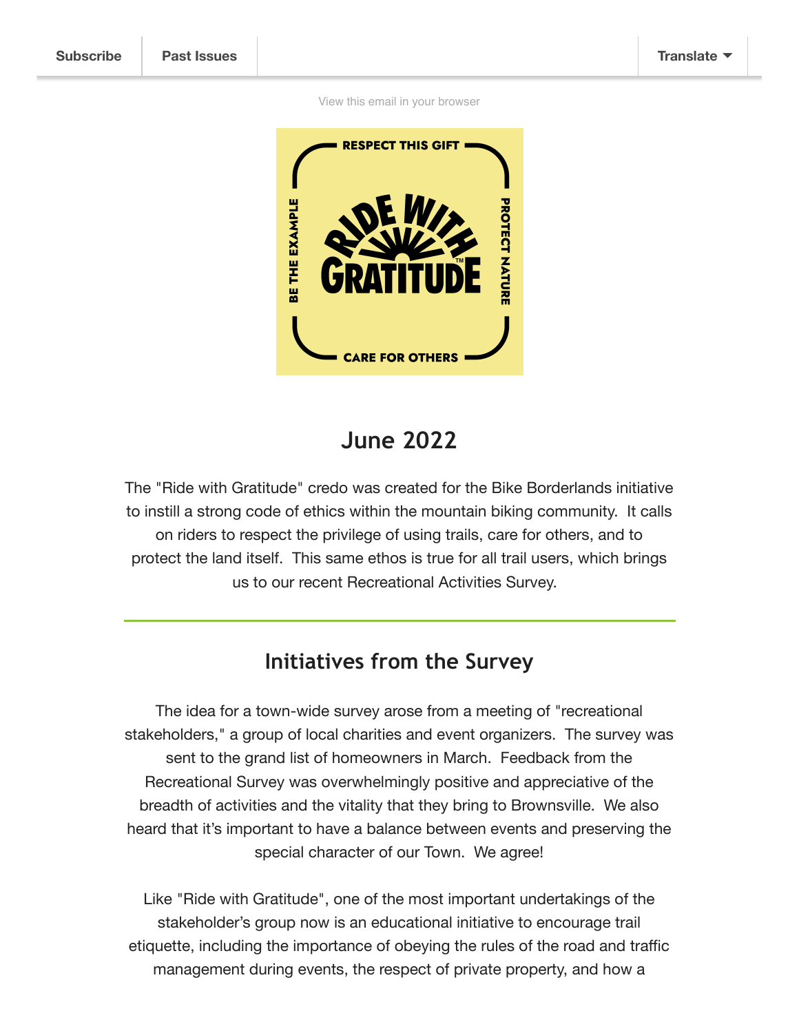Subscribe | Past Issues | Translate

View this email in your browser

## June 2022

The "Ride with Gratitude" credo was created for the Bike Borderlands initiative to instill a strong code of ethics within the mountain biking community. It calls on riders to respect the privilege of using trails, care for others, and to protect the land itself. This same ethos is true for all trail users, which brings us to our recent Recreational Activities Survey.

---

## Initiatives from the Survey

The idea for a town-wide survey arose from a meeting of "recreational stakeholders," a group of local charities and event organizers. The survey was sent to the grand list of homeowners in March. Feedback from the Recreational Survey was overwhelmingly positive and appreciative of the breadth of activities and the vitality that they bring to Brownsville. We also heard that it's important to have a balance between events and preserving the special character of our Town. We agree!

Like "Ride with Gratitude", one of the most important undertakings of the stakeholder's group now is an educational initiative to encourage trail etiquette, including the importance of obeying the rules of the road and traffic management during events, the respect of private property, and how a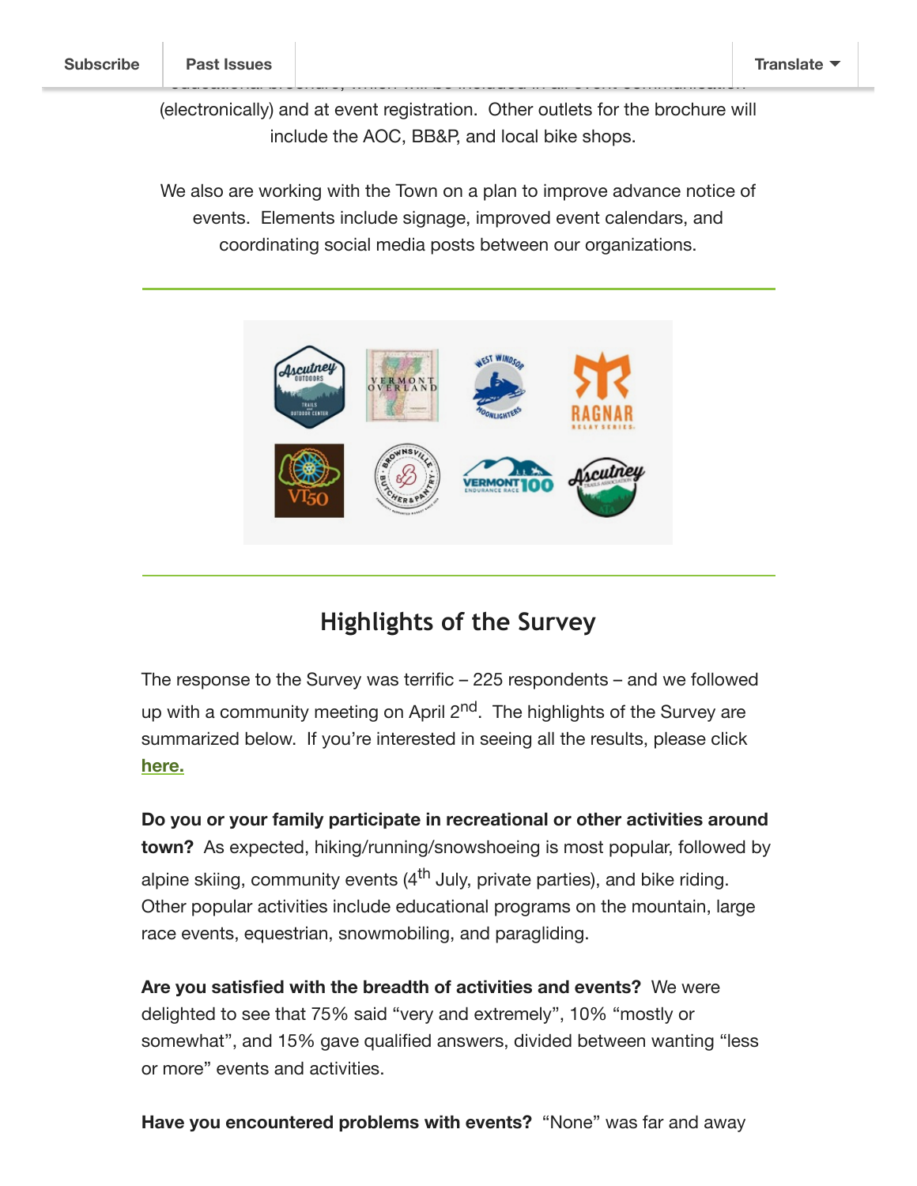(electronically) and at event registration.  Other outlets for the brochure will include the AOC, BB&P, and local bike shops.

We also are working with the Town on a plan to improve advance notice of events.  Elements include signage, improved event calendars, and coordinating social media posts between our organizations.

---

---

## Highlights of the Survey

The response to the Survey was terrific – 225 respondents – and we followed up with a community meeting on April 2nd.  The highlights of the Survey are summarized below.  If you're interested in seeing all the results, please click **here.**

**Do you or your family participate in recreational or other activities around town?** As expected, hiking/running/snowshoeing is most popular, followed by alpine skiing, community events (4th July, private parties), and bike riding. Other popular activities include educational programs on the mountain, large race events, equestrian, snowmobiling, and paragliding.

**Are you satisfied with the breadth of activities and events?** We were delighted to see that 75% said "very and extremely", 10% "mostly or somewhat", and 15% gave qualified answers, divided between wanting "less or more" events and activities.

**Have you encountered problems with events?** "None" was far and away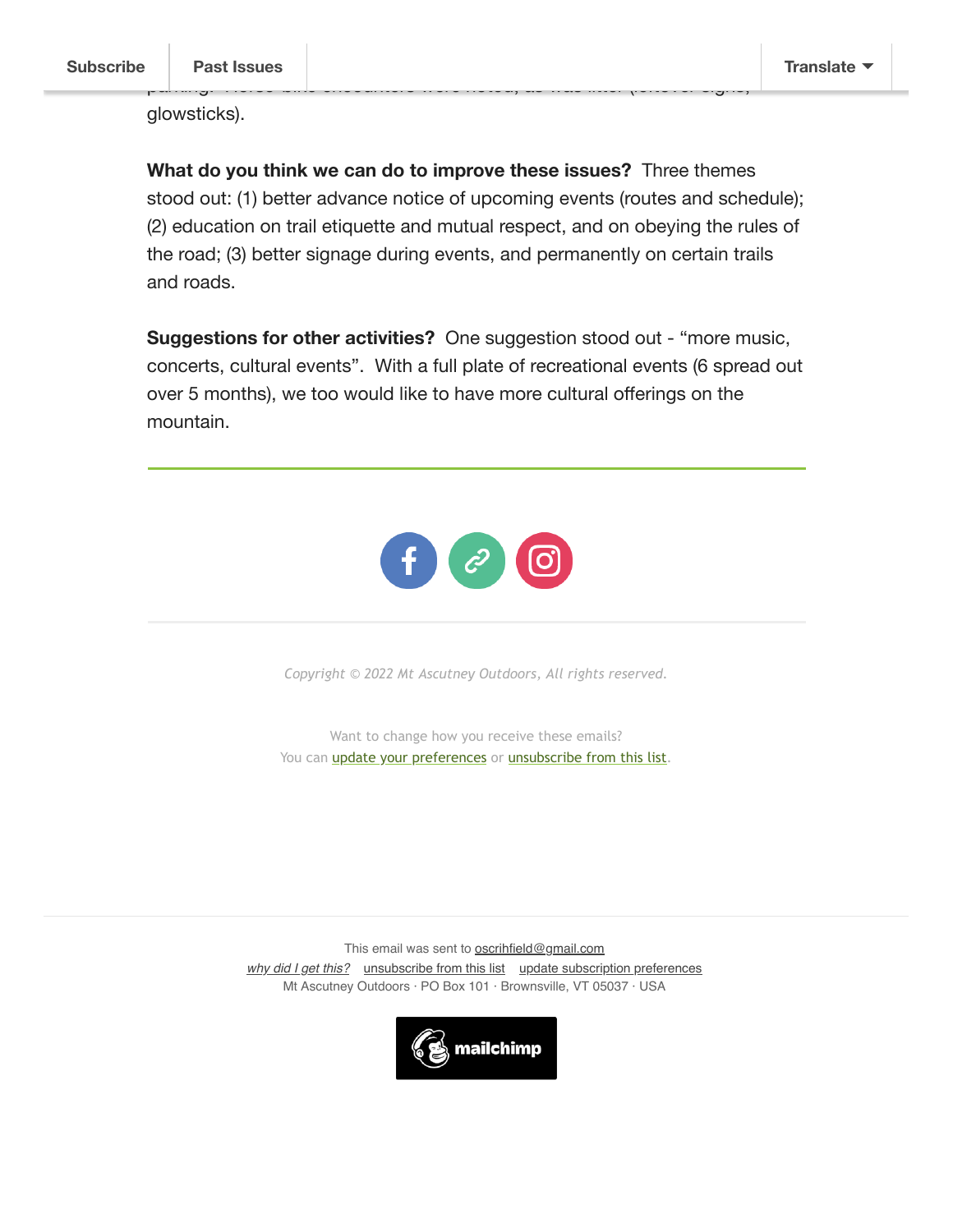glowsticks).

**What do you think we can do to improve these issues?** Three themes stood out: (1) better advance notice of upcoming events (routes and schedule); (2) education on trail etiquette and mutual respect, and on obeying the rules of the road; (3) better signage during events, and permanently on certain trails and roads.

**Suggestions for other activities?** One suggestion stood out - "more music, concerts, cultural events". With a full plate of recreational events (6 spread out over 5 months), we too would like to have more cultural offerings on the mountain.

---

*Copyright © 2022 Mt Ascutney Outdoors, All rights reserved.*

Want to change how you receive these emails?
You can update your preferences or unsubscribe from this list.

This email was sent to oscrihfield@gmail.com
*why did I get this?* unsubscribe from this list update subscription preferences
Mt Ascutney Outdoors · PO Box 101 · Brownsville, VT 05037 · USA